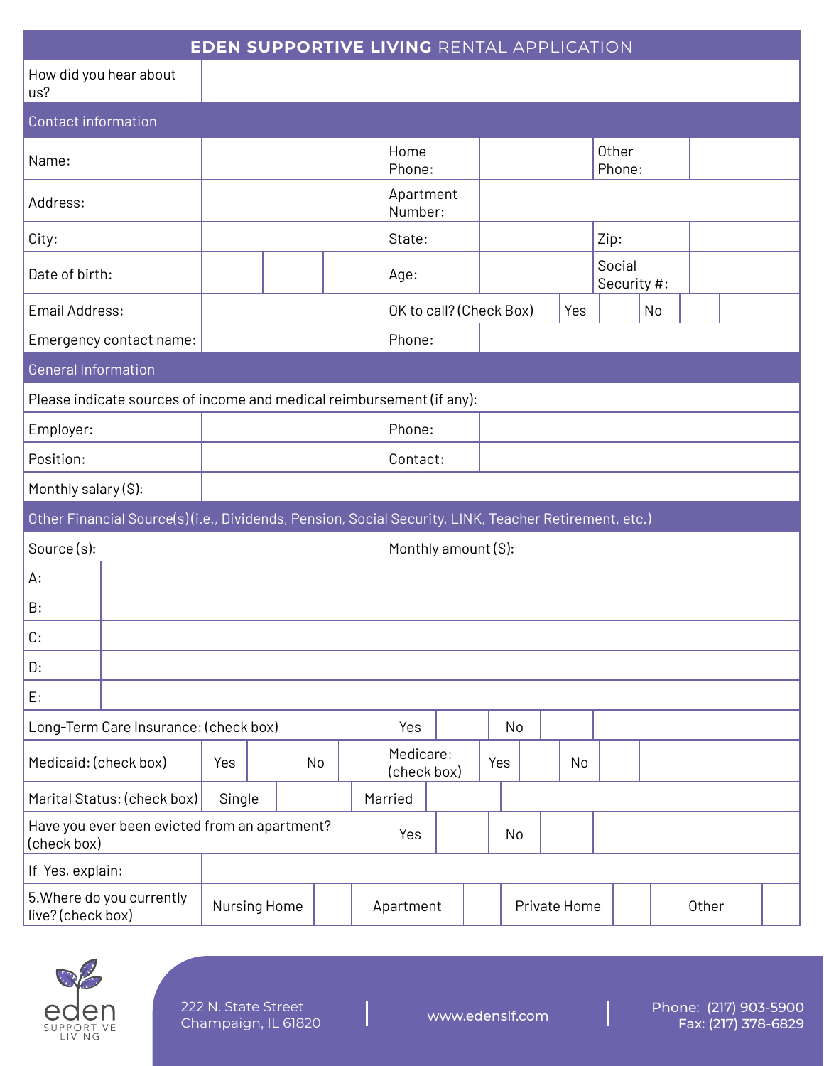# EDEN SUPPORTIVE LIVING RENTAL APPLICATION

| How did you hear about us? | |
|---|---|

## Contact information

| | | | | | |
|---|---|---|---|---|---|
| Name: | | Home Phone: | | Other Phone: | |
| Address: | | Apartment Number: | | | |
| City: | | State: | | Zip: | |
| Date of birth: | | Age: | | Social Security #: | |
| Email Address: | | OK to call? (Check Box) | Yes | No | |
| Emergency contact name: | | Phone: | | | |

## General Information

Please indicate sources of income and medical reimbursement (if any):

| | | | |
|---|---|---|---|
| Employer: | | Phone: | |
| Position: | | Contact: | |
| Monthly salary ($): | | | |

## Other Financial Source(s) (i.e., Dividends, Pension, Social Security, LINK, Teacher Retirement, etc.)

| Source (s): | | Monthly amount ($): |
|---|---|---|
| A: | | |
| B: | | |
| C: | | |
| D: | | |
| E: | | |

| | | | | | | |
|---|---|---|---|---|---|---|
| Long-Term Care Insurance: (check box) | Yes | | No | | | |
| Medicaid: (check box) | Yes | | No | | Medicare: (check box) | Yes / No |
| Marital Status: (check box) | Single | | Married | | | |
| Have you ever been evicted from an apartment? (check box) | Yes | | No | | | |
| If Yes, explain: | | | | | | |
| 5. Where do you currently live? (check box) | Nursing Home | | Apartment | | Private Home | Other |

222 N. State Street
Champaign, IL 61820

www.edenslf.com

Phone: (217) 903-5900
Fax: (217) 378-6829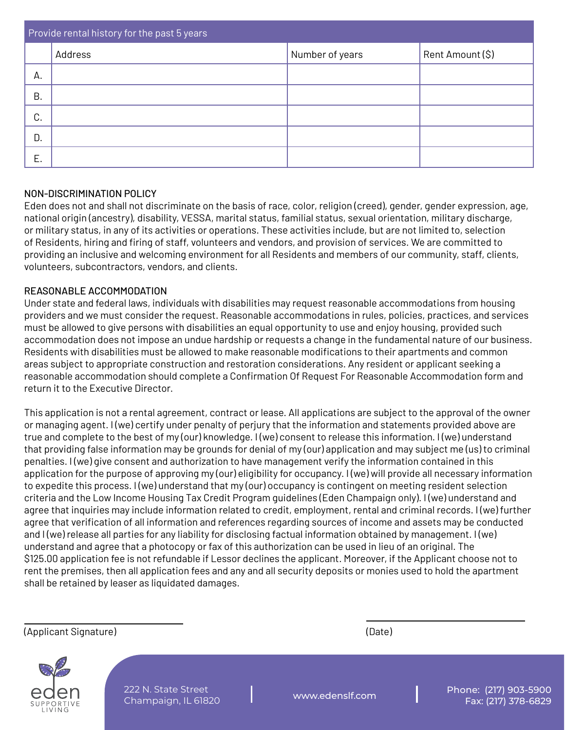| Provide rental history for the past 5 years | | | |
|---|---|---|---|
| | Address | Number of years | Rent Amount ($) |
| A. | | | |
| B. | | | |
| C. | | | |
| D. | | | |
| E. | | | |

NON-DISCRIMINATION POLICY

Eden does not and shall not discriminate on the basis of race, color, religion (creed), gender, gender expression, age, national origin (ancestry), disability, VESSA, marital status, familial status, sexual orientation, military discharge, or military status, in any of its activities or operations. These activities include, but are not limited to, selection of Residents, hiring and firing of staff, volunteers and vendors, and provision of services. We are committed to providing an inclusive and welcoming environment for all Residents and members of our community, staff, clients, volunteers, subcontractors, vendors, and clients.

REASONABLE ACCOMMODATION

Under state and federal laws, individuals with disabilities may request reasonable accommodations from housing providers and we must consider the request. Reasonable accommodations in rules, policies, practices, and services must be allowed to give persons with disabilities an equal opportunity to use and enjoy housing, provided such accommodation does not impose an undue hardship or requests a change in the fundamental nature of our business. Residents with disabilities must be allowed to make reasonable modifications to their apartments and common areas subject to appropriate construction and restoration considerations. Any resident or applicant seeking a reasonable accommodation should complete a Confirmation Of Request For Reasonable Accommodation form and return it to the Executive Director.

This application is not a rental agreement, contract or lease. All applications are subject to the approval of the owner or managing agent. I (we) certify under penalty of perjury that the information and statements provided above are true and complete to the best of my (our) knowledge. I (we) consent to release this information. I (we) understand that providing false information may be grounds for denial of my (our) application and may subject me (us) to criminal penalties. I (we) give consent and authorization to have management verify the information contained in this application for the purpose of approving my (our) eligibility for occupancy. I (we) will provide all necessary information to expedite this process. I (we) understand that my (our) occupancy is contingent on meeting resident selection criteria and the Low Income Housing Tax Credit Program guidelines (Eden Champaign only). I (we) understand and agree that inquiries may include information related to credit, employment, rental and criminal records. I (we) further agree that verification of all information and references regarding sources of income and assets may be conducted and I (we) release all parties for any liability for disclosing factual information obtained by management. I (we) understand and agree that a photocopy or fax of this authorization can be used in lieu of an original. The $125.00 application fee is not refundable if Lessor declines the applicant. Moreover, if the Applicant choose not to rent the premises, then all application fees and any and all security deposits or monies used to hold the apartment shall be retained by leaser as liquidated damages.

(Applicant Signature) (Date)

eden SUPPORTIVE LIVING

222 N. State Street
Champaign, IL 61820

www.edenslf.com

Phone: (217) 903-5900
Fax: (217) 378-6829